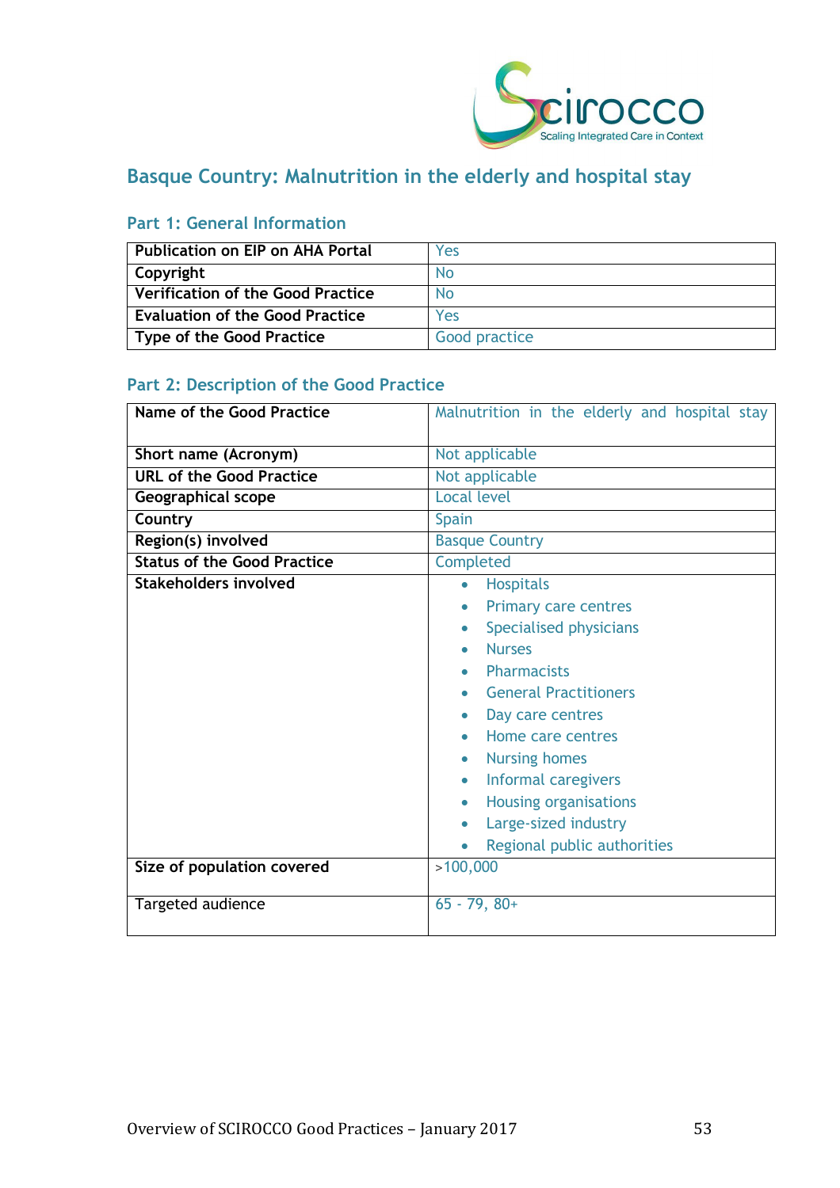# Basque Country: Malnutrition in the elderly and hospital stay

## Part 1: General Information

| | |
|---|---|
| **Publication on EIP on AHA Portal** | Yes |
| **Copyright** | No |
| **Verification of the Good Practice** | No |
| **Evaluation of the Good Practice** | Yes |
| **Type of the Good Practice** | Good practice |

## Part 2: Description of the Good Practice

| | |
|---|---|
| **Name of the Good Practice** | Malnutrition in the elderly and hospital stay |
| **Short name (Acronym)** | Not applicable |
| **URL of the Good Practice** | Not applicable |
| **Geographical scope** | Local level |
| **Country** | Spain |
| **Region(s) involved** | Basque Country |
| **Status of the Good Practice** | Completed |
| **Stakeholders involved** | • Hospitals<br>• Primary care centres<br>• Specialised physicians<br>• Nurses<br>• Pharmacists<br>• General Practitioners<br>• Day care centres<br>• Home care centres<br>• Nursing homes<br>• Informal caregivers<br>• Housing organisations<br>• Large-sized industry<br>• Regional public authorities |
| **Size of population covered** | >100,000 |
| Targeted audience | 65 - 79, 80+ |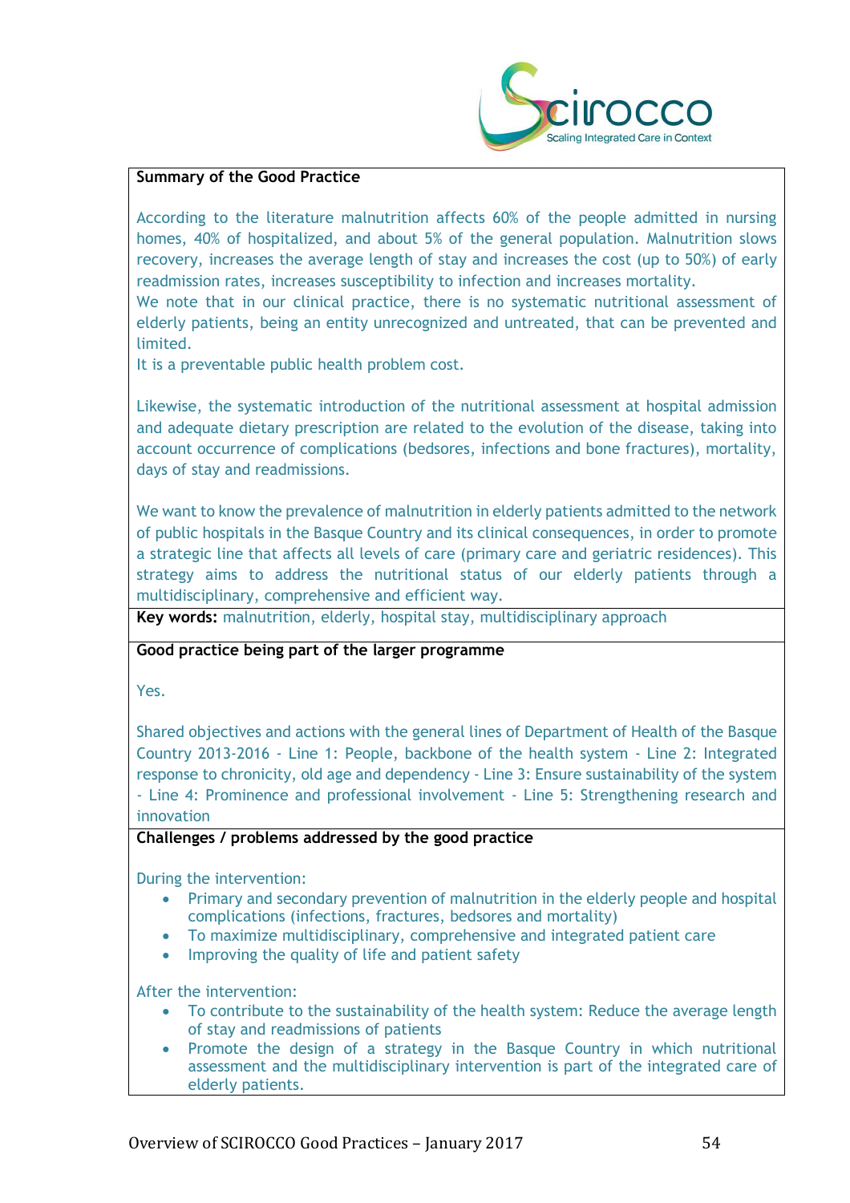## Summary of the Good Practice

According to the literature malnutrition affects 60% of the people admitted in nursing homes, 40% of hospitalized, and about 5% of the general population. Malnutrition slows recovery, increases the average length of stay and increases the cost (up to 50%) of early readmission rates, increases susceptibility to infection and increases mortality.
We note that in our clinical practice, there is no systematic nutritional assessment of elderly patients, being an entity unrecognized and untreated, that can be prevented and limited.
It is a preventable public health problem cost.

Likewise, the systematic introduction of the nutritional assessment at hospital admission and adequate dietary prescription are related to the evolution of the disease, taking into account occurrence of complications (bedsores, infections and bone fractures), mortality, days of stay and readmissions.

We want to know the prevalence of malnutrition in elderly patients admitted to the network of public hospitals in the Basque Country and its clinical consequences, in order to promote a strategic line that affects all levels of care (primary care and geriatric residences). This strategy aims to address the nutritional status of our elderly patients through a multidisciplinary, comprehensive and efficient way.

**Key words:** malnutrition, elderly, hospital stay, multidisciplinary approach

## Good practice being part of the larger programme

Yes.

Shared objectives and actions with the general lines of Department of Health of the Basque Country 2013-2016 - Line 1: People, backbone of the health system - Line 2: Integrated response to chronicity, old age and dependency - Line 3: Ensure sustainability of the system - Line 4: Prominence and professional involvement - Line 5: Strengthening research and innovation

## Challenges / problems addressed by the good practice

During the intervention:

- Primary and secondary prevention of malnutrition in the elderly people and hospital complications (infections, fractures, bedsores and mortality)
- To maximize multidisciplinary, comprehensive and integrated patient care
- Improving the quality of life and patient safety

After the intervention:

- To contribute to the sustainability of the health system: Reduce the average length of stay and readmissions of patients
- Promote the design of a strategy in the Basque Country in which nutritional assessment and the multidisciplinary intervention is part of the integrated care of elderly patients.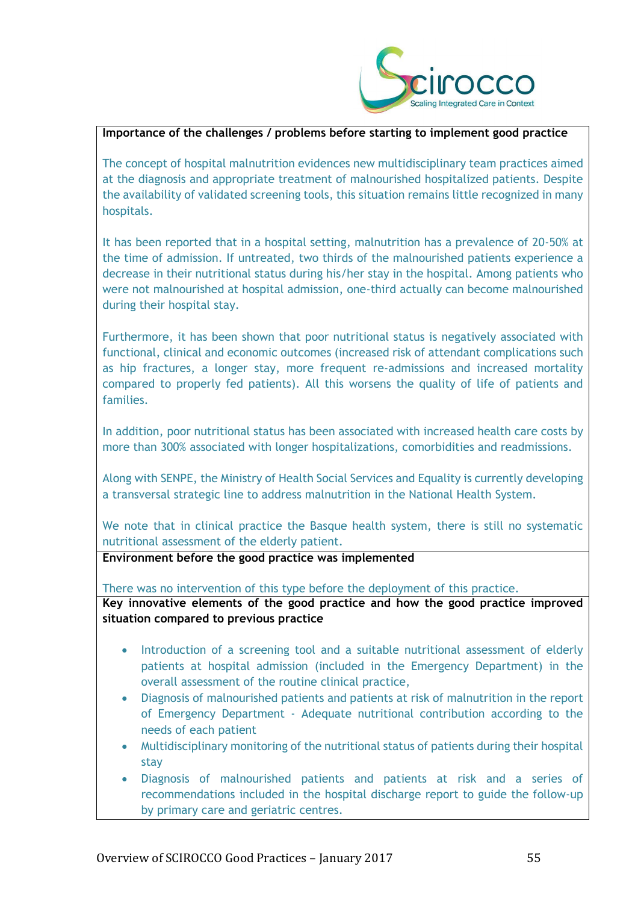**Importance of the challenges / problems before starting to implement good practice**

The concept of hospital malnutrition evidences new multidisciplinary team practices aimed at the diagnosis and appropriate treatment of malnourished hospitalized patients. Despite the availability of validated screening tools, this situation remains little recognized in many hospitals.

It has been reported that in a hospital setting, malnutrition has a prevalence of 20-50% at the time of admission. If untreated, two thirds of the malnourished patients experience a decrease in their nutritional status during his/her stay in the hospital. Among patients who were not malnourished at hospital admission, one-third actually can become malnourished during their hospital stay.

Furthermore, it has been shown that poor nutritional status is negatively associated with functional, clinical and economic outcomes (increased risk of attendant complications such as hip fractures, a longer stay, more frequent re-admissions and increased mortality compared to properly fed patients). All this worsens the quality of life of patients and families.

In addition, poor nutritional status has been associated with increased health care costs by more than 300% associated with longer hospitalizations, comorbidities and readmissions.

Along with SENPE, the Ministry of Health Social Services and Equality is currently developing a transversal strategic line to address malnutrition in the National Health System.

We note that in clinical practice the Basque health system, there is still no systematic nutritional assessment of the elderly patient.

**Environment before the good practice was implemented**

There was no intervention of this type before the deployment of this practice.

**Key innovative elements of the good practice and how the good practice improved situation compared to previous practice**

- Introduction of a screening tool and a suitable nutritional assessment of elderly patients at hospital admission (included in the Emergency Department) in the overall assessment of the routine clinical practice,
- Diagnosis of malnourished patients and patients at risk of malnutrition in the report of Emergency Department - Adequate nutritional contribution according to the needs of each patient
- Multidisciplinary monitoring of the nutritional status of patients during their hospital stay
- Diagnosis of malnourished patients and patients at risk and a series of recommendations included in the hospital discharge report to guide the follow-up by primary care and geriatric centres.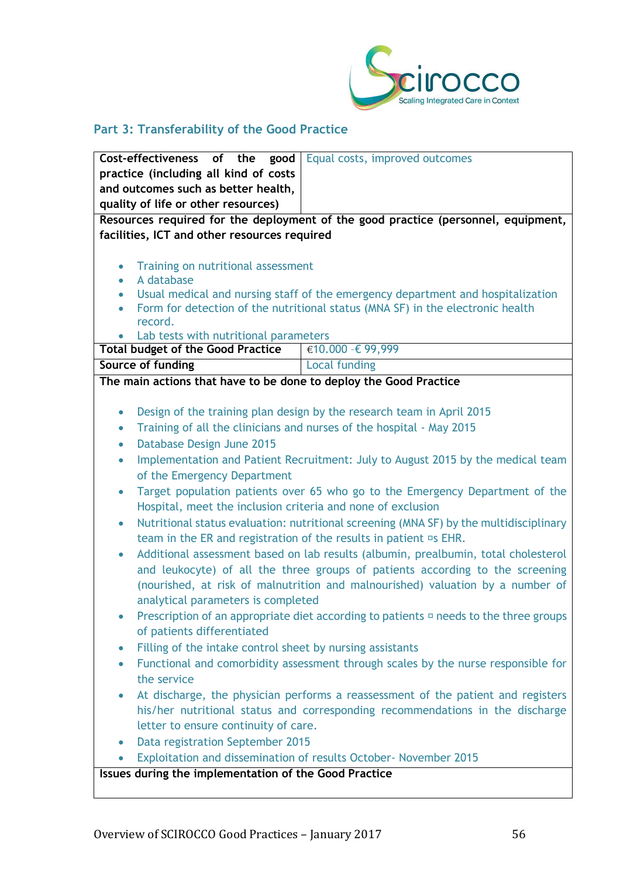## Part 3: Transferability of the Good Practice

| Cost-effectiveness of the good practice (including all kind of costs and outcomes such as better health, quality of life or other resources) | Equal costs, improved outcomes |
|---|---|

**Resources required for the deployment of the good practice (personnel, equipment, facilities, ICT and other resources required**

- Training on nutritional assessment
- A database
- Usual medical and nursing staff of the emergency department and hospitalization
- Form for detection of the nutritional status (MNA SF) in the electronic health record.
- Lab tests with nutritional parameters

| **Total budget of the Good Practice** | €10.000 -€ 99,999 |
|---|---|
| **Source of funding** | Local funding |

**The main actions that have to be done to deploy the Good Practice**

- Design of the training plan design by the research team in April 2015
- Training of all the clinicians and nurses of the hospital - May 2015
- Database Design June 2015
- Implementation and Patient Recruitment: July to August 2015 by the medical team of the Emergency Department
- Target population patients over 65 who go to the Emergency Department of the Hospital, meet the inclusion criteria and none of exclusion
- Nutritional status evaluation: nutritional screening (MNA SF) by the multidisciplinary team in the ER and registration of the results in patient ¤s EHR.
- Additional assessment based on lab results (albumin, prealbumin, total cholesterol and leukocyte) of all the three groups of patients according to the screening (nourished, at risk of malnutrition and malnourished) valuation by a number of analytical parameters is completed
- Prescription of an appropriate diet according to patients ¤ needs to the three groups of patients differentiated
- Filling of the intake control sheet by nursing assistants
- Functional and comorbidity assessment through scales by the nurse responsible for the service
- At discharge, the physician performs a reassessment of the patient and registers his/her nutritional status and corresponding recommendations in the discharge letter to ensure continuity of care.
- Data registration September 2015
- Exploitation and dissemination of results October- November 2015

**Issues during the implementation of the Good Practice**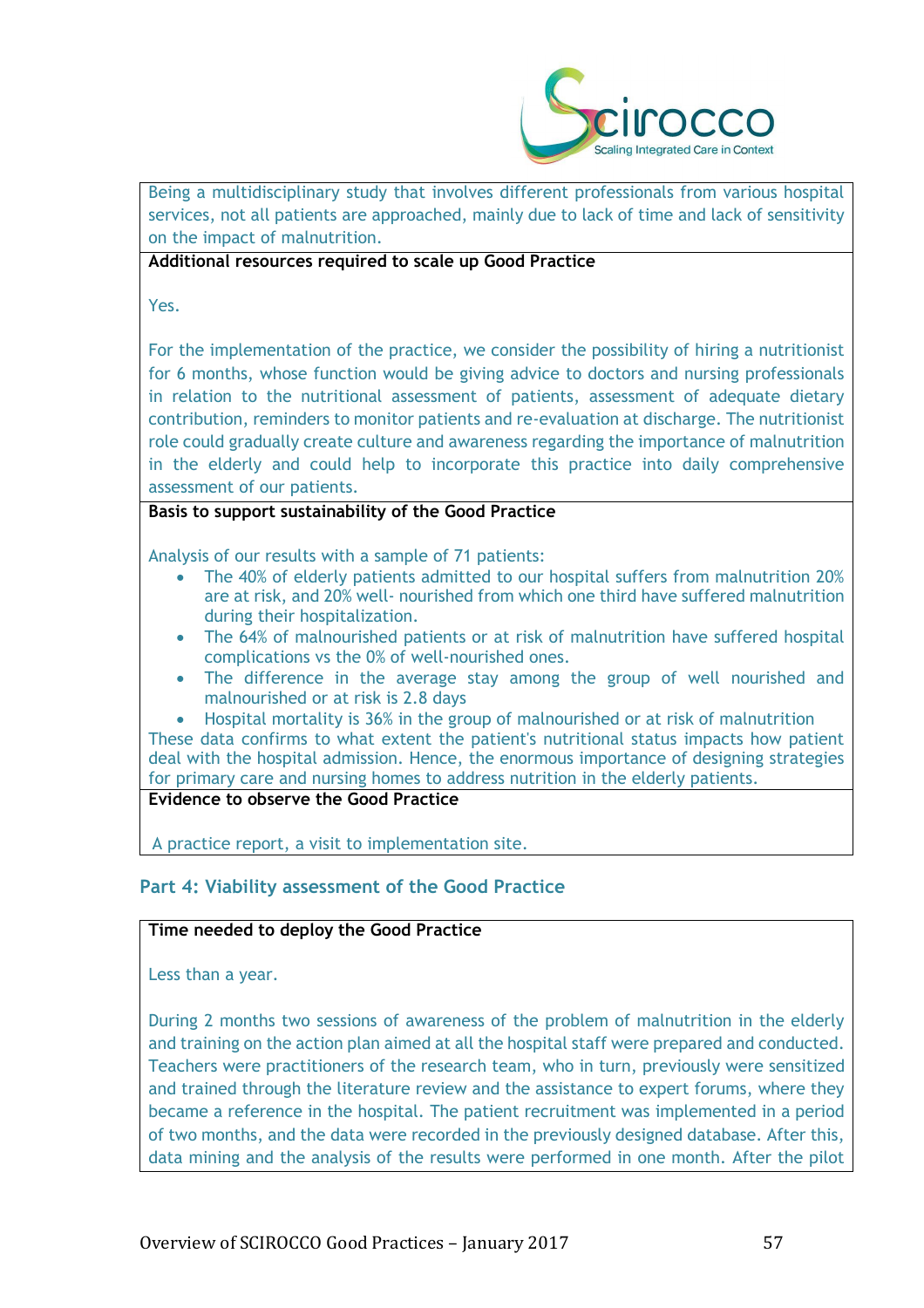Being a multidisciplinary study that involves different professionals from various hospital services, not all patients are approached, mainly due to lack of time and lack of sensitivity on the impact of malnutrition.

**Additional resources required to scale up Good Practice**

Yes.

For the implementation of the practice, we consider the possibility of hiring a nutritionist for 6 months, whose function would be giving advice to doctors and nursing professionals in relation to the nutritional assessment of patients, assessment of adequate dietary contribution, reminders to monitor patients and re-evaluation at discharge. The nutritionist role could gradually create culture and awareness regarding the importance of malnutrition in the elderly and could help to incorporate this practice into daily comprehensive assessment of our patients.

**Basis to support sustainability of the Good Practice**

Analysis of our results with a sample of 71 patients:

- The 40% of elderly patients admitted to our hospital suffers from malnutrition 20% are at risk, and 20% well- nourished from which one third have suffered malnutrition during their hospitalization.
- The 64% of malnourished patients or at risk of malnutrition have suffered hospital complications vs the 0% of well-nourished ones.
- The difference in the average stay among the group of well nourished and malnourished or at risk is 2.8 days
- Hospital mortality is 36% in the group of malnourished or at risk of malnutrition

These data confirms to what extent the patient's nutritional status impacts how patient deal with the hospital admission. Hence, the enormous importance of designing strategies for primary care and nursing homes to address nutrition in the elderly patients.

**Evidence to observe the Good Practice**

A practice report, a visit to implementation site.

## Part 4: Viability assessment of the Good Practice

**Time needed to deploy the Good Practice**

Less than a year.

During 2 months two sessions of awareness of the problem of malnutrition in the elderly and training on the action plan aimed at all the hospital staff were prepared and conducted. Teachers were practitioners of the research team, who in turn, previously were sensitized and trained through the literature review and the assistance to expert forums, where they became a reference in the hospital. The patient recruitment was implemented in a period of two months, and the data were recorded in the previously designed database. After this, data mining and the analysis of the results were performed in one month. After the pilot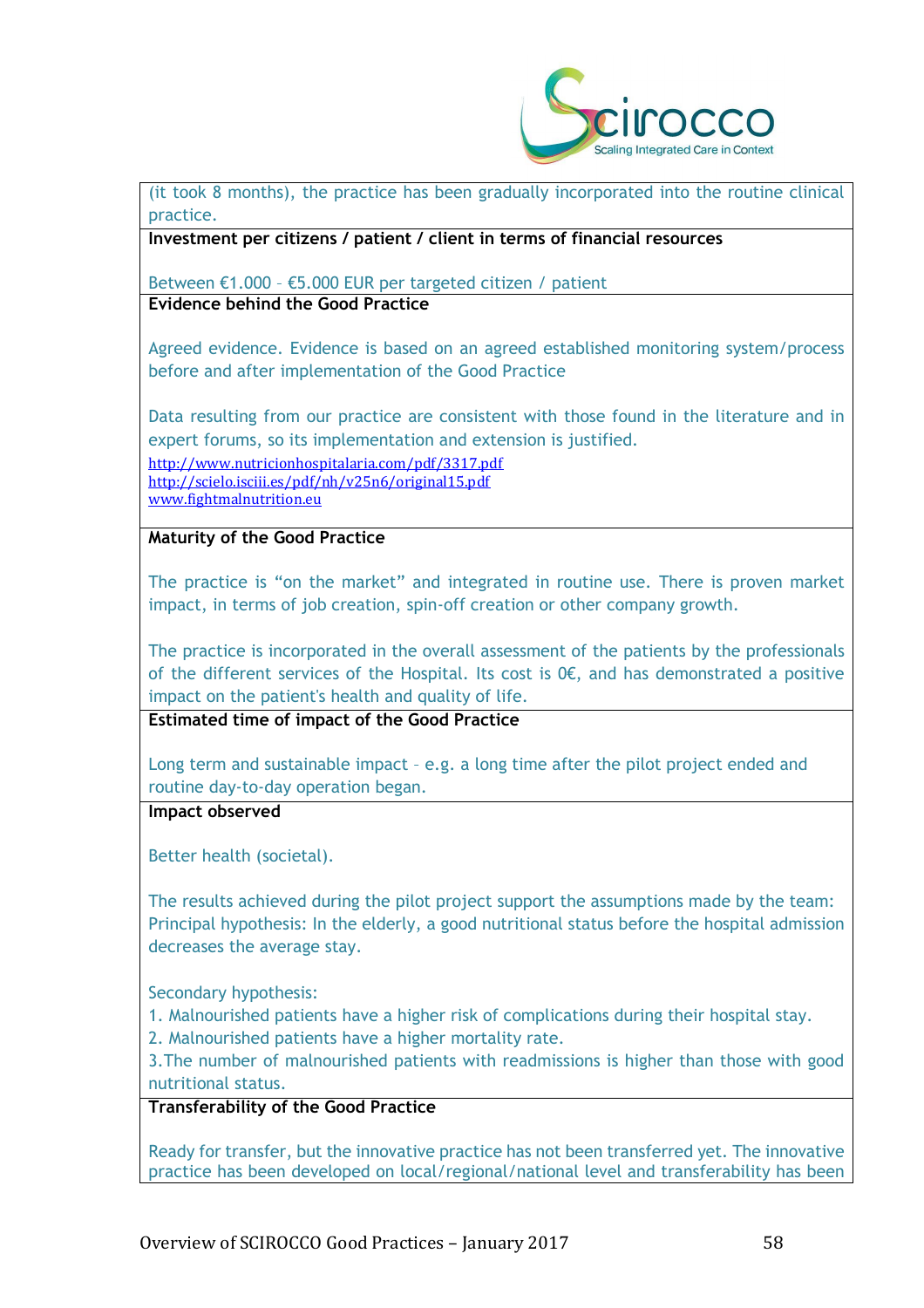(it took 8 months), the practice has been gradually incorporated into the routine clinical practice.

**Investment per citizens / patient / client in terms of financial resources**

Between €1.000 – €5.000 EUR per targeted citizen / patient

**Evidence behind the Good Practice**

Agreed evidence. Evidence is based on an agreed established monitoring system/process before and after implementation of the Good Practice

Data resulting from our practice are consistent with those found in the literature and in expert forums, so its implementation and extension is justified.

http://www.nutricionhospitalaria.com/pdf/3317.pdf
http://scielo.isciii.es/pdf/nh/v25n6/original15.pdf
www.fightmalnutrition.eu

**Maturity of the Good Practice**

The practice is "on the market" and integrated in routine use. There is proven market impact, in terms of job creation, spin-off creation or other company growth.

The practice is incorporated in the overall assessment of the patients by the professionals of the different services of the Hospital. Its cost is 0€, and has demonstrated a positive impact on the patient's health and quality of life.

**Estimated time of impact of the Good Practice**

Long term and sustainable impact – e.g. a long time after the pilot project ended and routine day-to-day operation began.

**Impact observed**

Better health (societal).

The results achieved during the pilot project support the assumptions made by the team: Principal hypothesis: In the elderly, a good nutritional status before the hospital admission decreases the average stay.

Secondary hypothesis:

1. Malnourished patients have a higher risk of complications during their hospital stay.
2. Malnourished patients have a higher mortality rate.
3. The number of malnourished patients with readmissions is higher than those with good nutritional status.

**Transferability of the Good Practice**

Ready for transfer, but the innovative practice has not been transferred yet. The innovative practice has been developed on local/regional/national level and transferability has been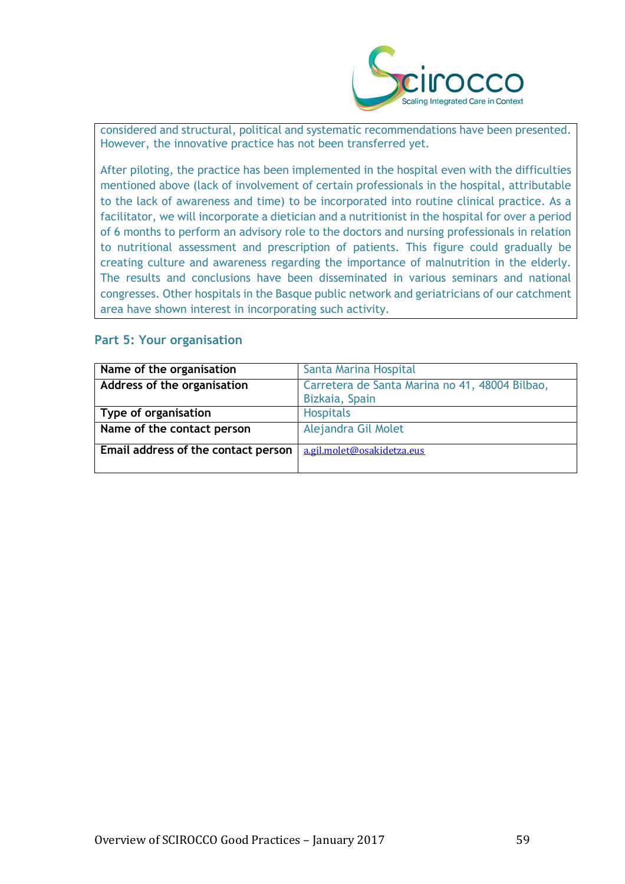considered and structural, political and systematic recommendations have been presented. However, the innovative practice has not been transferred yet.

After piloting, the practice has been implemented in the hospital even with the difficulties mentioned above (lack of involvement of certain professionals in the hospital, attributable to the lack of awareness and time) to be incorporated into routine clinical practice. As a facilitator, we will incorporate a dietician and a nutritionist in the hospital for over a period of 6 months to perform an advisory role to the doctors and nursing professionals in relation to nutritional assessment and prescription of patients. This figure could gradually be creating culture and awareness regarding the importance of malnutrition in the elderly. The results and conclusions have been disseminated in various seminars and national congresses. Other hospitals in the Basque public network and geriatricians of our catchment area have shown interest in incorporating such activity.

## Part 5: Your organisation

| | |
|---|---|
| **Name of the organisation** | Santa Marina Hospital |
| **Address of the organisation** | Carretera de Santa Marina no 41, 48004 Bilbao, Bizkaia, Spain |
| **Type of organisation** | Hospitals |
| **Name of the contact person** | Alejandra Gil Molet |
| **Email address of the contact person** | a.gil.molet@osakidetza.eus |